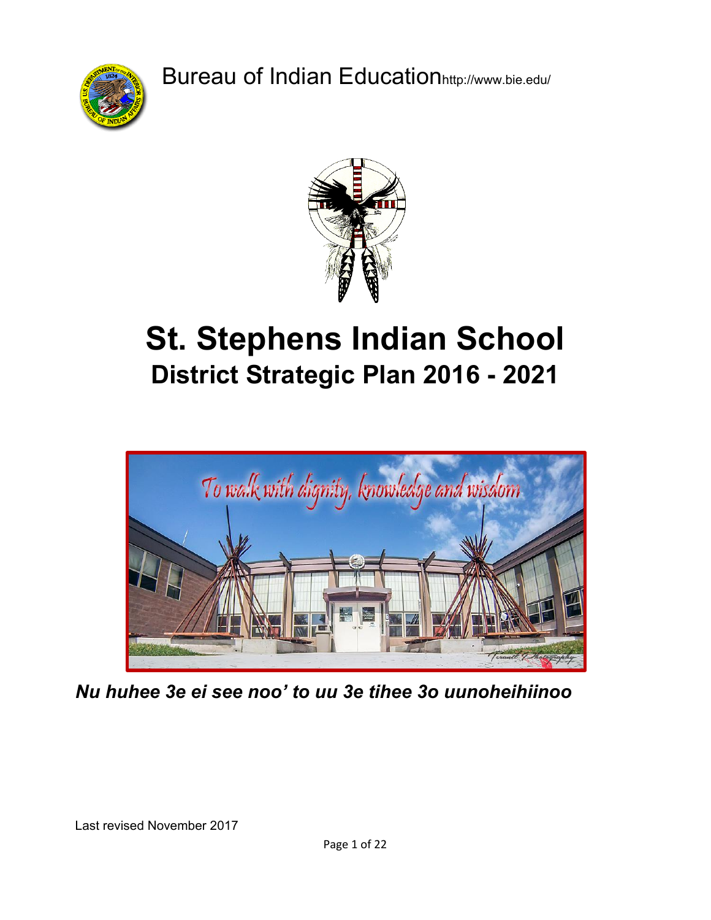Bureau of Indian Education http://www.bie.edu/

# St. Stephens Indian School

## District Strategic Plan 2016 - 2021

To walk with dignity, knowledge and wisdom

***Nu huhee 3e ei see noo' to uu 3e tihee 3o uunoheihiinoo***

Last revised November 2017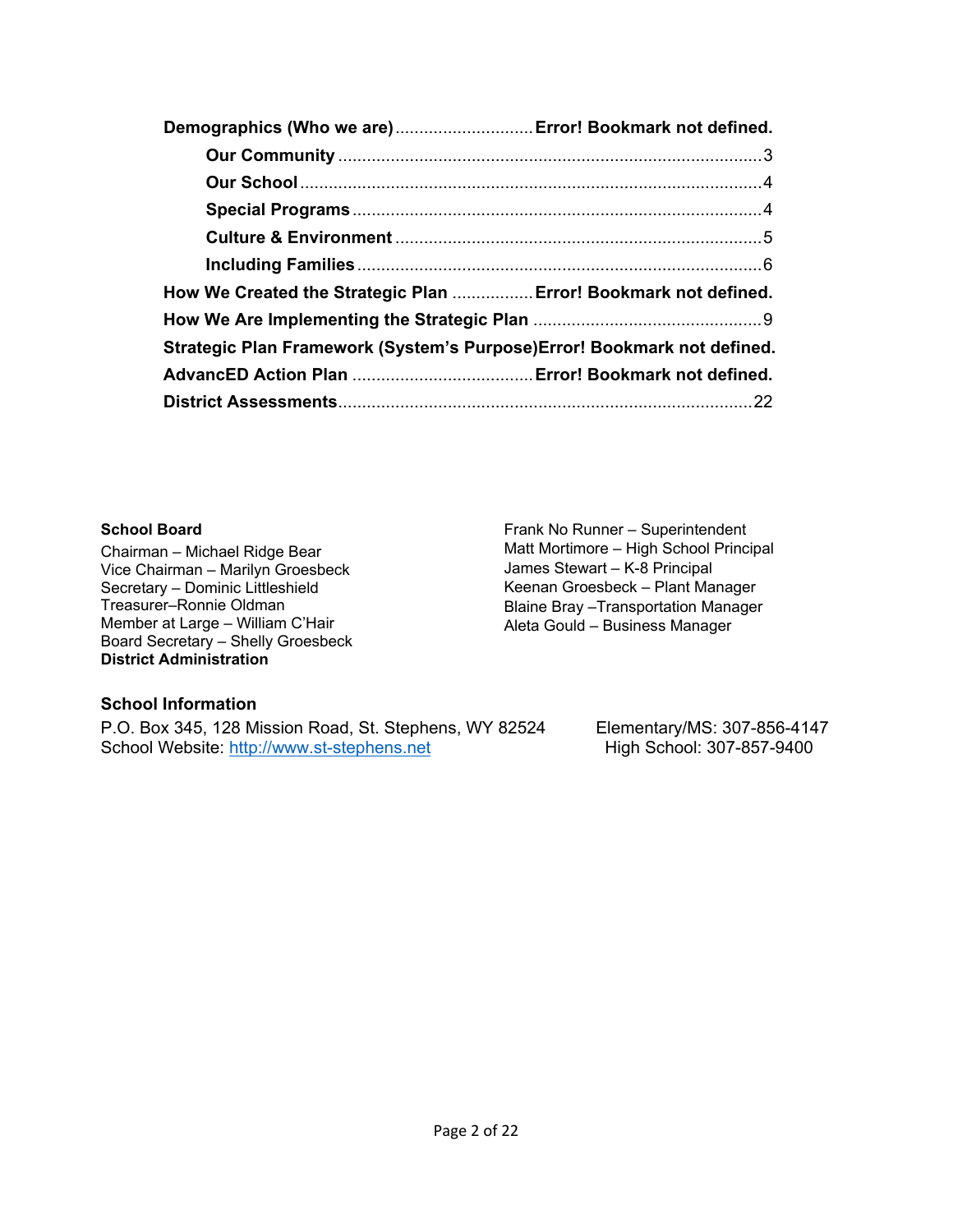**Demographics (Who we are)** ............................. **Error! Bookmark not defined.**

- **Our Community** ........................................................................................ 3
- **Our School** ................................................................................................ 4
- **Special Programs** ..................................................................................... 4
- **Culture & Environment** ............................................................................ 5
- **Including Families** .................................................................................... 6

**How We Created the Strategic Plan** ................. **Error! Bookmark not defined.**

**How We Are Implementing the Strategic Plan** ................................................ 9

**Strategic Plan Framework (System's Purpose)** **Error! Bookmark not defined.**

**AdvancED Action Plan** ...................................... **Error! Bookmark not defined.**

**District Assessments** ...................................................................................... 22

**School Board**

Chairman – Michael Ridge Bear
Vice Chairman – Marilyn Groesbeck
Secretary – Dominic Littleshield
Treasurer–Ronnie Oldman
Member at Large – William C'Hair
Board Secretary – Shelly Groesbeck

**District Administration**

Frank No Runner – Superintendent
Matt Mortimore – High School Principal
James Stewart – K-8 Principal
Keenan Groesbeck – Plant Manager
Blaine Bray –Transportation Manager
Aleta Gould – Business Manager

## School Information

P.O. Box 345, 128 Mission Road, St. Stephens, WY 82524
School Website: http://www.st-stephens.net

Elementary/MS: 307-856-4147
High School: 307-857-9400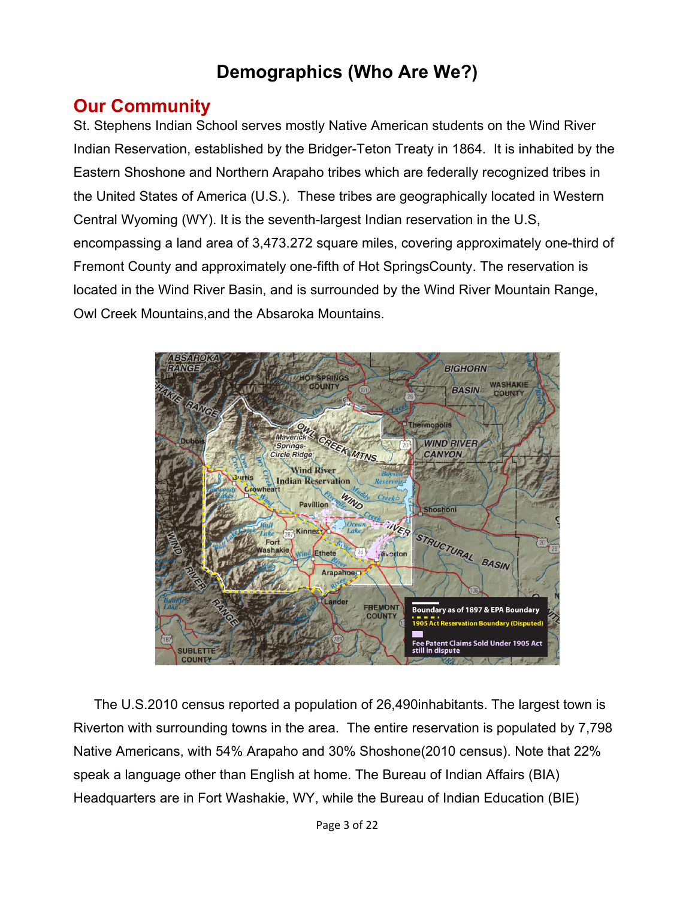# Demographics (Who Are We?)

## Our Community

St. Stephens Indian School serves mostly Native American students on the Wind River Indian Reservation, established by the Bridger-Teton Treaty in 1864. It is inhabited by the Eastern Shoshone and Northern Arapaho tribes which are federally recognized tribes in the United States of America (U.S.). These tribes are geographically located in Western Central Wyoming (WY). It is the seventh-largest Indian reservation in the U.S, encompassing a land area of 3,473.272 square miles, covering approximately one-third of Fremont County and approximately one-fifth of Hot SpringsCounty. The reservation is located in the Wind River Basin, and is surrounded by the Wind River Mountain Range, Owl Creek Mountains,and the Absaroka Mountains.

The U.S.2010 census reported a population of 26,490inhabitants. The largest town is Riverton with surrounding towns in the area. The entire reservation is populated by 7,798 Native Americans, with 54% Arapaho and 30% Shoshone(2010 census). Note that 22% speak a language other than English at home. The Bureau of Indian Affairs (BIA) Headquarters are in Fort Washakie, WY, while the Bureau of Indian Education (BIE)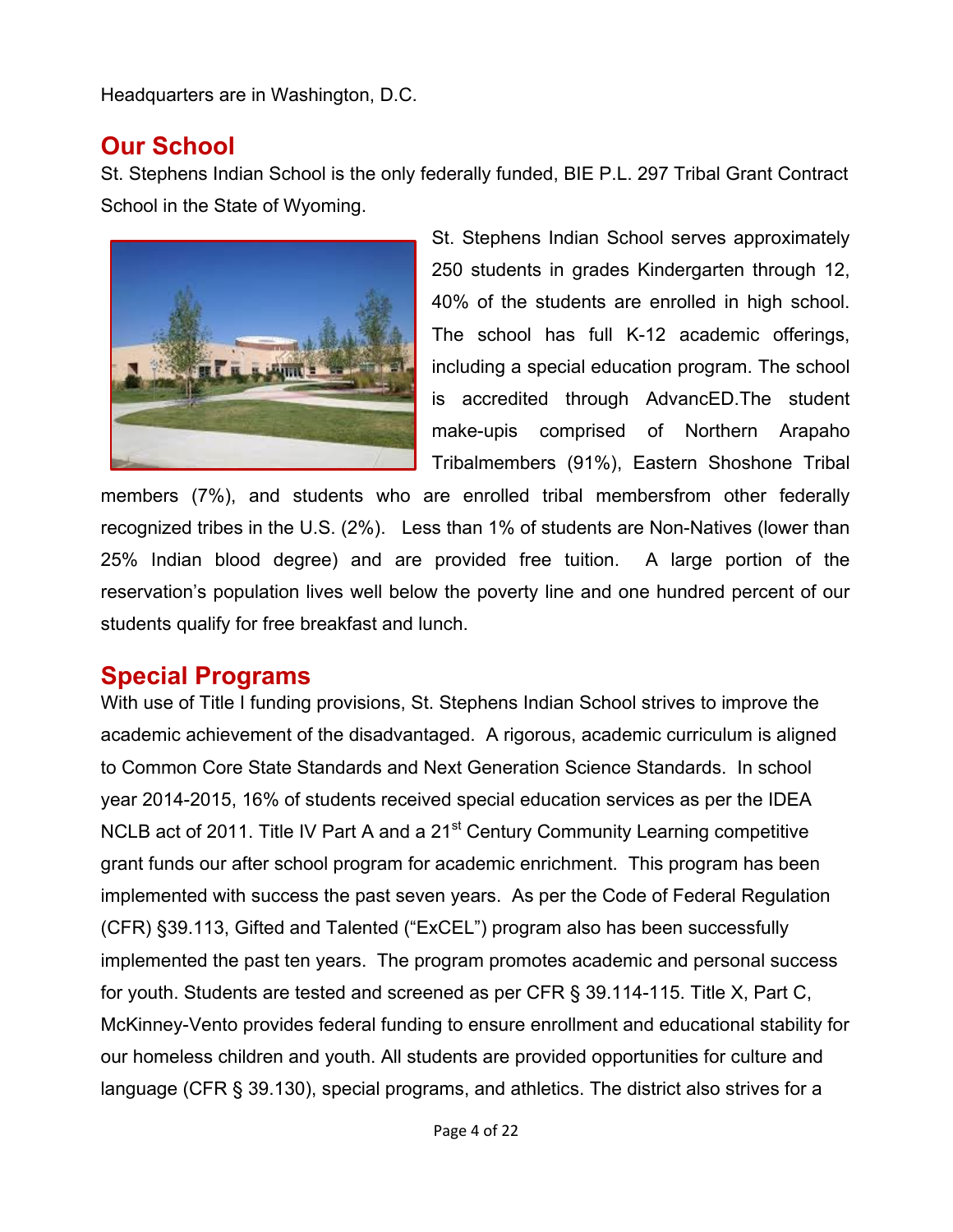Headquarters are in Washington, D.C.

## Our School

St. Stephens Indian School is the only federally funded, BIE P.L. 297 Tribal Grant Contract School in the State of Wyoming.

St. Stephens Indian School serves approximately 250 students in grades Kindergarten through 12, 40% of the students are enrolled in high school. The school has full K-12 academic offerings, including a special education program. The school is accredited through AdvancED.The student make-upis comprised of Northern Arapaho Tribalmembers (91%), Eastern Shoshone Tribal members (7%), and students who are enrolled tribal membersfrom other federally recognized tribes in the U.S. (2%). Less than 1% of students are Non-Natives (lower than 25% Indian blood degree) and are provided free tuition. A large portion of the reservation's population lives well below the poverty line and one hundred percent of our students qualify for free breakfast and lunch.

## Special Programs

With use of Title I funding provisions, St. Stephens Indian School strives to improve the academic achievement of the disadvantaged. A rigorous, academic curriculum is aligned to Common Core State Standards and Next Generation Science Standards. In school year 2014-2015, 16% of students received special education services as per the IDEA NCLB act of 2011. Title IV Part A and a 21st Century Community Learning competitive grant funds our after school program for academic enrichment. This program has been implemented with success the past seven years. As per the Code of Federal Regulation (CFR) §39.113, Gifted and Talented ("ExCEL") program also has been successfully implemented the past ten years. The program promotes academic and personal success for youth. Students are tested and screened as per CFR § 39.114-115. Title X, Part C, McKinney-Vento provides federal funding to ensure enrollment and educational stability for our homeless children and youth. All students are provided opportunities for culture and language (CFR § 39.130), special programs, and athletics. The district also strives for a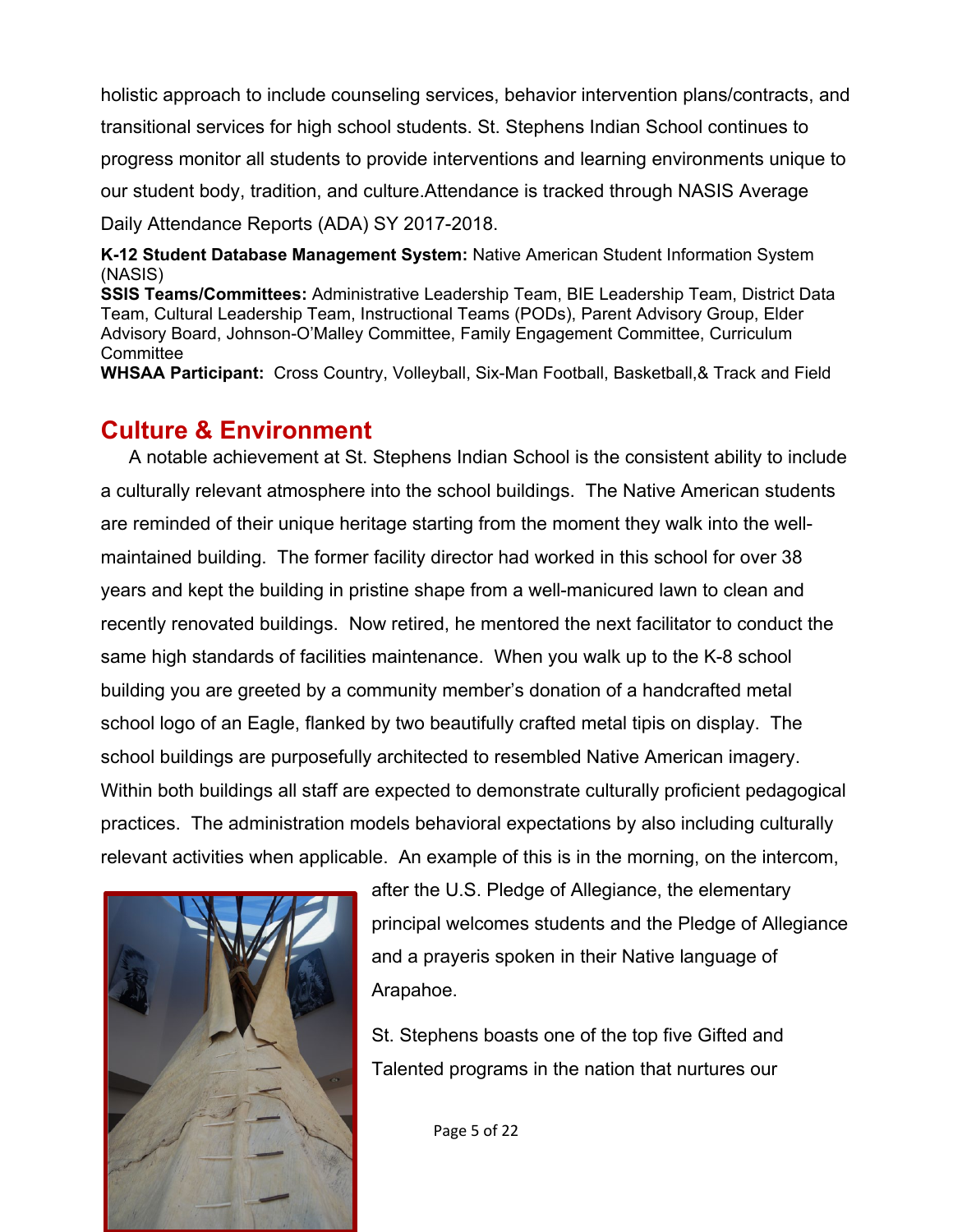holistic approach to include counseling services, behavior intervention plans/contracts, and transitional services for high school students. St. Stephens Indian School continues to progress monitor all students to provide interventions and learning environments unique to our student body, tradition, and culture.Attendance is tracked through NASIS Average Daily Attendance Reports (ADA) SY 2017-2018.

**K-12 Student Database Management System:** Native American Student Information System (NASIS)
**SSIS Teams/Committees:** Administrative Leadership Team, BIE Leadership Team, District Data Team, Cultural Leadership Team, Instructional Teams (PODs), Parent Advisory Group, Elder Advisory Board, Johnson-O'Malley Committee, Family Engagement Committee, Curriculum Committee
**WHSAA Participant:** Cross Country, Volleyball, Six-Man Football, Basketball,& Track and Field

## Culture & Environment

A notable achievement at St. Stephens Indian School is the consistent ability to include a culturally relevant atmosphere into the school buildings. The Native American students are reminded of their unique heritage starting from the moment they walk into the well-maintained building. The former facility director had worked in this school for over 38 years and kept the building in pristine shape from a well-manicured lawn to clean and recently renovated buildings. Now retired, he mentored the next facilitator to conduct the same high standards of facilities maintenance. When you walk up to the K-8 school building you are greeted by a community member's donation of a handcrafted metal school logo of an Eagle, flanked by two beautifully crafted metal tipis on display. The school buildings are purposefully architected to resembled Native American imagery. Within both buildings all staff are expected to demonstrate culturally proficient pedagogical practices. The administration models behavioral expectations by also including culturally relevant activities when applicable. An example of this is in the morning, on the intercom, after the U.S. Pledge of Allegiance, the elementary principal welcomes students and the Pledge of Allegiance and a prayeris spoken in their Native language of Arapahoe.

St. Stephens boasts one of the top five Gifted and Talented programs in the nation that nurtures our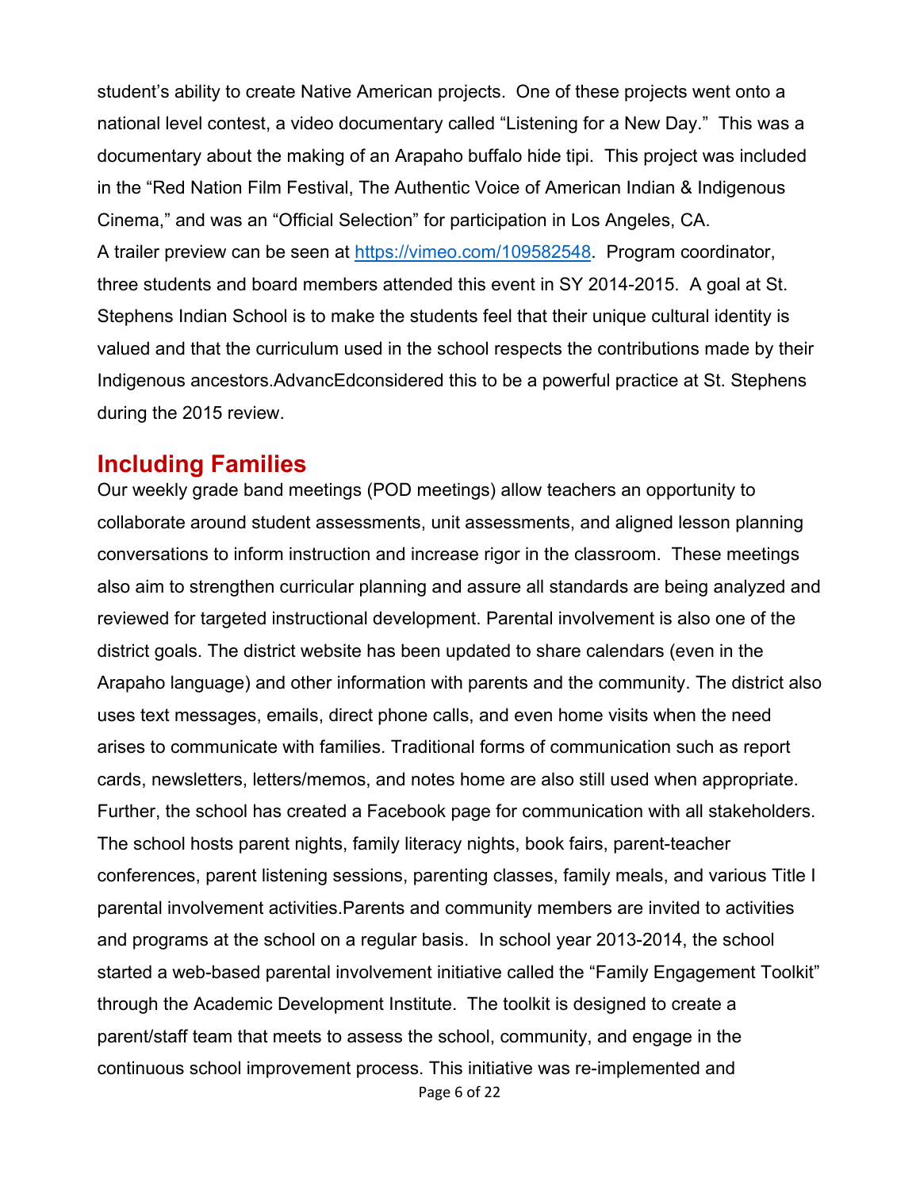student's ability to create Native American projects. One of these projects went onto a national level contest, a video documentary called "Listening for a New Day." This was a documentary about the making of an Arapaho buffalo hide tipi. This project was included in the "Red Nation Film Festival, The Authentic Voice of American Indian & Indigenous Cinema," and was an "Official Selection" for participation in Los Angeles, CA.
A trailer preview can be seen at https://vimeo.com/109582548. Program coordinator, three students and board members attended this event in SY 2014-2015. A goal at St. Stephens Indian School is to make the students feel that their unique cultural identity is valued and that the curriculum used in the school respects the contributions made by their Indigenous ancestors.AdvancEdconsidered this to be a powerful practice at St. Stephens during the 2015 review.

## Including Families

Our weekly grade band meetings (POD meetings) allow teachers an opportunity to collaborate around student assessments, unit assessments, and aligned lesson planning conversations to inform instruction and increase rigor in the classroom. These meetings also aim to strengthen curricular planning and assure all standards are being analyzed and reviewed for targeted instructional development. Parental involvement is also one of the district goals. The district website has been updated to share calendars (even in the Arapaho language) and other information with parents and the community. The district also uses text messages, emails, direct phone calls, and even home visits when the need arises to communicate with families. Traditional forms of communication such as report cards, newsletters, letters/memos, and notes home are also still used when appropriate. Further, the school has created a Facebook page for communication with all stakeholders. The school hosts parent nights, family literacy nights, book fairs, parent-teacher conferences, parent listening sessions, parenting classes, family meals, and various Title I parental involvement activities.Parents and community members are invited to activities and programs at the school on a regular basis. In school year 2013-2014, the school started a web-based parental involvement initiative called the "Family Engagement Toolkit" through the Academic Development Institute. The toolkit is designed to create a parent/staff team that meets to assess the school, community, and engage in the continuous school improvement process. This initiative was re-implemented and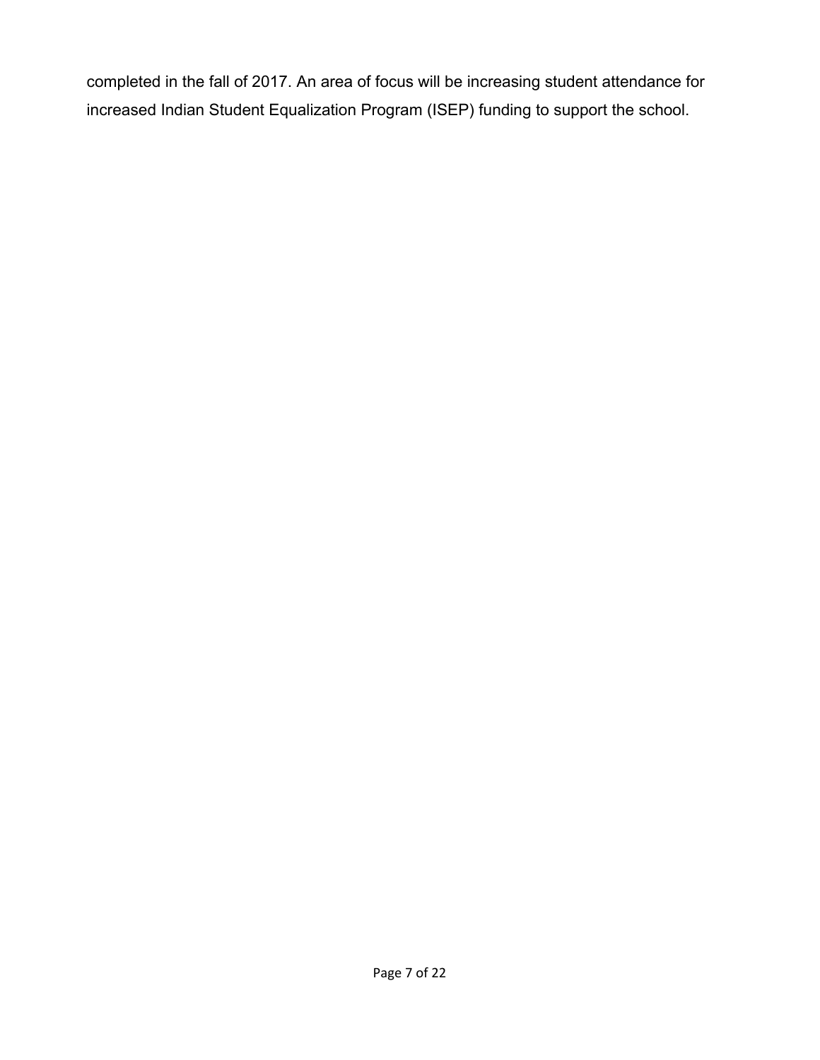completed in the fall of 2017. An area of focus will be increasing student attendance for increased Indian Student Equalization Program (ISEP) funding to support the school.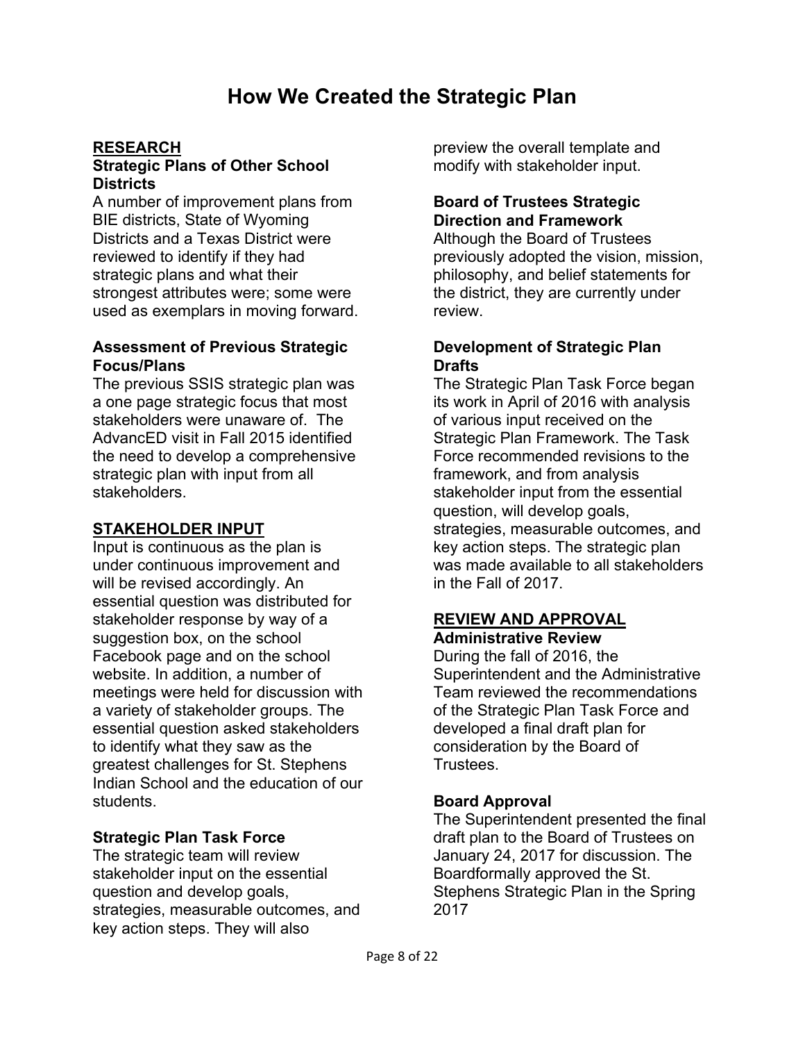# How We Created the Strategic Plan

## RESEARCH

### Strategic Plans of Other School Districts

A number of improvement plans from BIE districts, State of Wyoming Districts and a Texas District were reviewed to identify if they had strategic plans and what their strongest attributes were; some were used as exemplars in moving forward.

### Assessment of Previous Strategic Focus/Plans

The previous SSIS strategic plan was a one page strategic focus that most stakeholders were unaware of. The AdvancED visit in Fall 2015 identified the need to develop a comprehensive strategic plan with input from all stakeholders.

## STAKEHOLDER INPUT

Input is continuous as the plan is under continuous improvement and will be revised accordingly. An essential question was distributed for stakeholder response by way of a suggestion box, on the school Facebook page and on the school website. In addition, a number of meetings were held for discussion with a variety of stakeholder groups. The essential question asked stakeholders to identify what they saw as the greatest challenges for St. Stephens Indian School and the education of our students.

### Strategic Plan Task Force

The strategic team will review stakeholder input on the essential question and develop goals, strategies, measurable outcomes, and key action steps. They will also preview the overall template and modify with stakeholder input.

### Board of Trustees Strategic Direction and Framework

Although the Board of Trustees previously adopted the vision, mission, philosophy, and belief statements for the district, they are currently under review.

### Development of Strategic Plan Drafts

The Strategic Plan Task Force began its work in April of 2016 with analysis of various input received on the Strategic Plan Framework. The Task Force recommended revisions to the framework, and from analysis stakeholder input from the essential question, will develop goals, strategies, measurable outcomes, and key action steps. The strategic plan was made available to all stakeholders in the Fall of 2017.

## REVIEW AND APPROVAL

### Administrative Review

During the fall of 2016, the Superintendent and the Administrative Team reviewed the recommendations of the Strategic Plan Task Force and developed a final draft plan for consideration by the Board of Trustees.

### Board Approval

The Superintendent presented the final draft plan to the Board of Trustees on January 24, 2017 for discussion. The Boardformally approved the St. Stephens Strategic Plan in the Spring 2017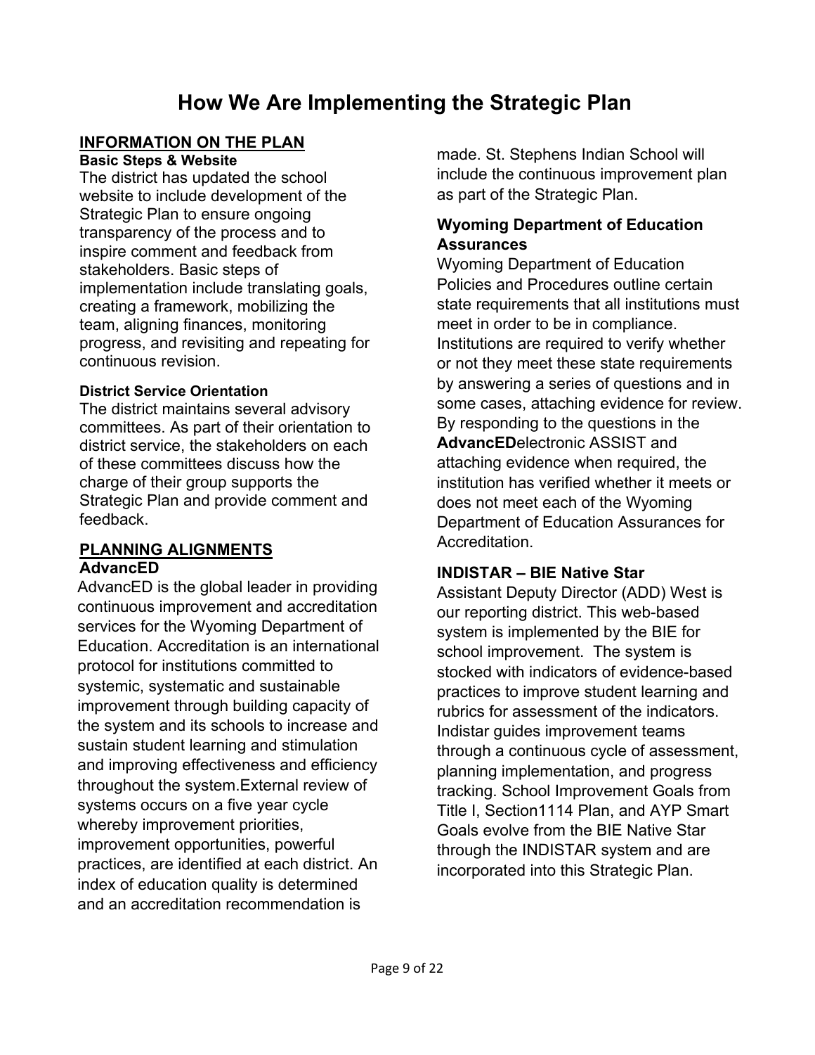# How We Are Implementing the Strategic Plan

## INFORMATION ON THE PLAN

### Basic Steps & Website

The district has updated the school website to include development of the Strategic Plan to ensure ongoing transparency of the process and to inspire comment and feedback from stakeholders. Basic steps of implementation include translating goals, creating a framework, mobilizing the team, aligning finances, monitoring progress, and revisiting and repeating for continuous revision.

### District Service Orientation

The district maintains several advisory committees. As part of their orientation to district service, the stakeholders on each of these committees discuss how the charge of their group supports the Strategic Plan and provide comment and feedback.

## PLANNING ALIGNMENTS

### AdvancED

AdvancED is the global leader in providing continuous improvement and accreditation services for the Wyoming Department of Education. Accreditation is an international protocol for institutions committed to systemic, systematic and sustainable improvement through building capacity of the system and its schools to increase and sustain student learning and stimulation and improving effectiveness and efficiency throughout the system.External review of systems occurs on a five year cycle whereby improvement priorities, improvement opportunities, powerful practices, are identified at each district. An index of education quality is determined and an accreditation recommendation is made. St. Stephens Indian School will include the continuous improvement plan as part of the Strategic Plan.

### Wyoming Department of Education Assurances

Wyoming Department of Education Policies and Procedures outline certain state requirements that all institutions must meet in order to be in compliance. Institutions are required to verify whether or not they meet these state requirements by answering a series of questions and in some cases, attaching evidence for review. By responding to the questions in the **AdvancED**electronic ASSIST and attaching evidence when required, the institution has verified whether it meets or does not meet each of the Wyoming Department of Education Assurances for Accreditation.

### INDISTAR – BIE Native Star

Assistant Deputy Director (ADD) West is our reporting district. This web-based system is implemented by the BIE for school improvement. The system is stocked with indicators of evidence-based practices to improve student learning and rubrics for assessment of the indicators. Indistar guides improvement teams through a continuous cycle of assessment, planning implementation, and progress tracking. School Improvement Goals from Title I, Section1114 Plan, and AYP Smart Goals evolve from the BIE Native Star through the INDISTAR system and are incorporated into this Strategic Plan.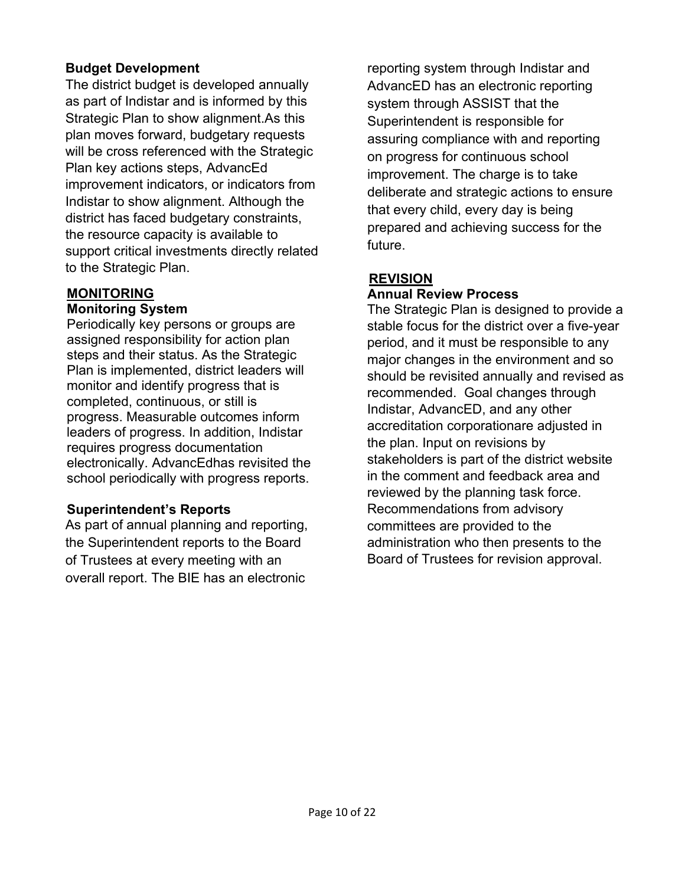### Budget Development

The district budget is developed annually as part of Indistar and is informed by this Strategic Plan to show alignment.As this plan moves forward, budgetary requests will be cross referenced with the Strategic Plan key actions steps, AdvancEd improvement indicators, or indicators from Indistar to show alignment. Although the district has faced budgetary constraints, the resource capacity is available to support critical investments directly related to the Strategic Plan.

## MONITORING

### Monitoring System

Periodically key persons or groups are assigned responsibility for action plan steps and their status. As the Strategic Plan is implemented, district leaders will monitor and identify progress that is completed, continuous, or still is progress. Measurable outcomes inform leaders of progress. In addition, Indistar requires progress documentation electronically. AdvancEdhas revisited the school periodically with progress reports.

### Superintendent's Reports

As part of annual planning and reporting, the Superintendent reports to the Board of Trustees at every meeting with an overall report. The BIE has an electronic reporting system through Indistar and AdvancED has an electronic reporting system through ASSIST that the Superintendent is responsible for assuring compliance with and reporting on progress for continuous school improvement. The charge is to take deliberate and strategic actions to ensure that every child, every day is being prepared and achieving success for the future.

## REVISION

### Annual Review Process

The Strategic Plan is designed to provide a stable focus for the district over a five-year period, and it must be responsible to any major changes in the environment and so should be revisited annually and revised as recommended. Goal changes through Indistar, AdvancED, and any other accreditation corporationare adjusted in the plan. Input on revisions by stakeholders is part of the district website in the comment and feedback area and reviewed by the planning task force. Recommendations from advisory committees are provided to the administration who then presents to the Board of Trustees for revision approval.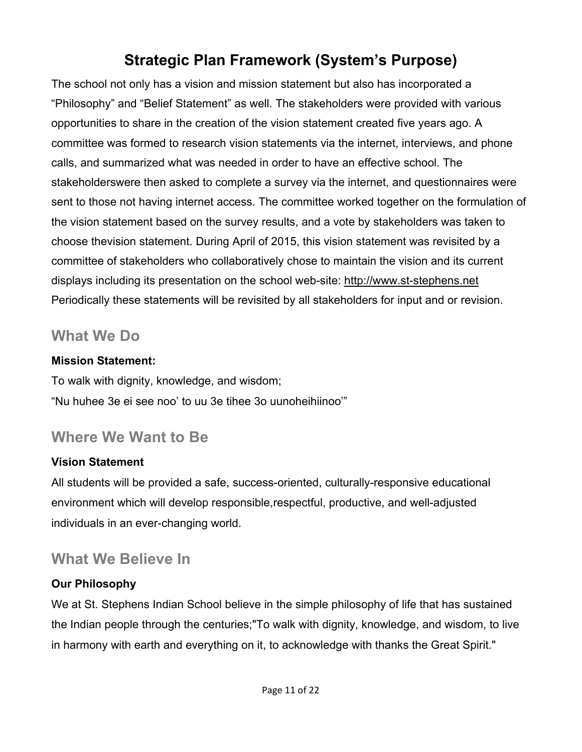# Strategic Plan Framework (System's Purpose)

The school not only has a vision and mission statement but also has incorporated a "Philosophy" and "Belief Statement" as well. The stakeholders were provided with various opportunities to share in the creation of the vision statement created five years ago. A committee was formed to research vision statements via the internet, interviews, and phone calls, and summarized what was needed in order to have an effective school. The stakeholderswere then asked to complete a survey via the internet, and questionnaires were sent to those not having internet access. The committee worked together on the formulation of the vision statement based on the survey results, and a vote by stakeholders was taken to choose thevision statement. During April of 2015, this vision statement was revisited by a committee of stakeholders who collaboratively chose to maintain the vision and its current displays including its presentation on the school web-site: http://www.st-stephens.net Periodically these statements will be revisited by all stakeholders for input and or revision.

## What We Do

**Mission Statement:**

To walk with dignity, knowledge, and wisdom;
"Nu huhee 3e ei see noo' to uu 3e tihee 3o uunoheihiinoo'"

## Where We Want to Be

**Vision Statement**

All students will be provided a safe, success-oriented, culturally-responsive educational environment which will develop responsible,respectful, productive, and well-adjusted individuals in an ever-changing world.

## What We Believe In

**Our Philosophy**

We at St. Stephens Indian School believe in the simple philosophy of life that has sustained the Indian people through the centuries;"To walk with dignity, knowledge, and wisdom, to live in harmony with earth and everything on it, to acknowledge with thanks the Great Spirit."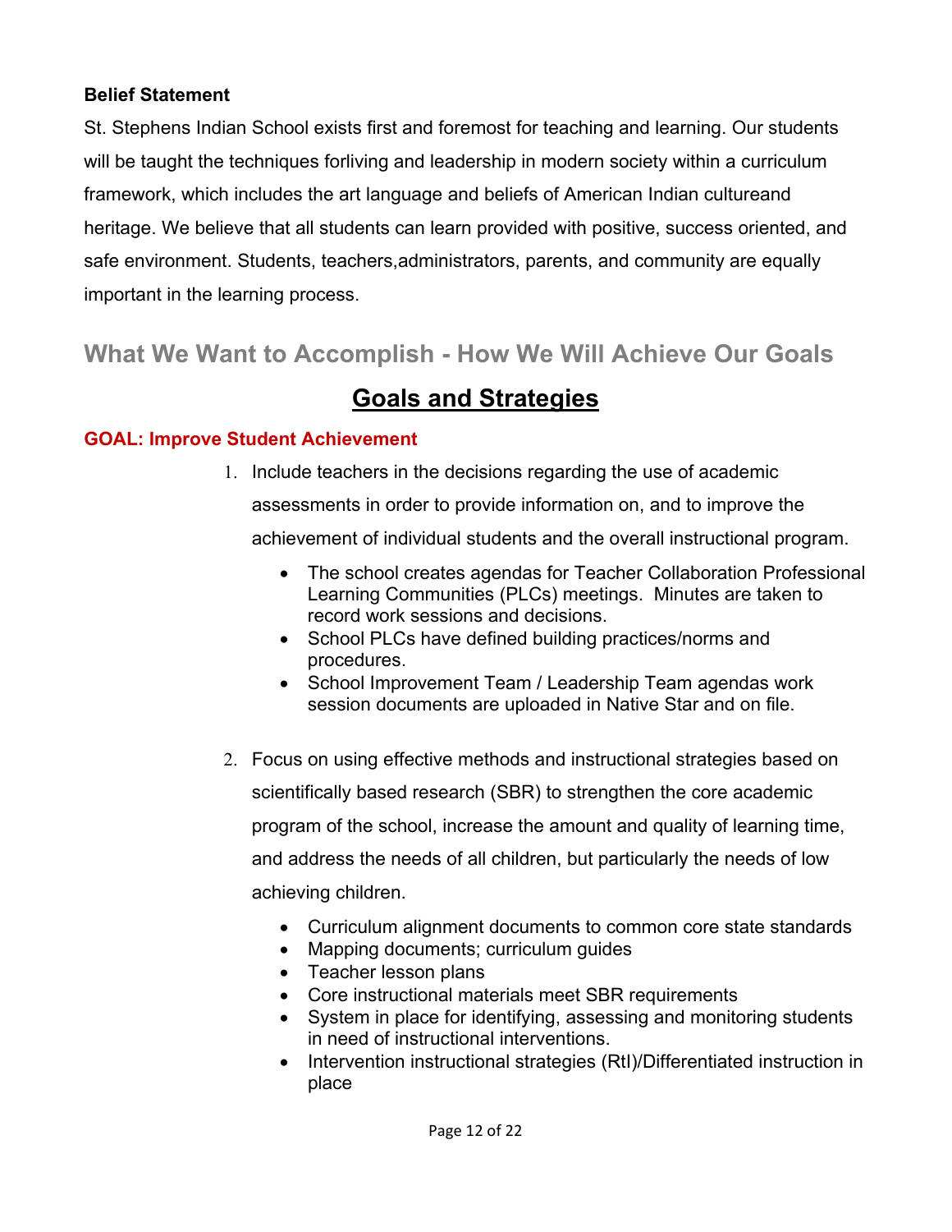**Belief Statement**

St. Stephens Indian School exists first and foremost for teaching and learning. Our students will be taught the techniques forliving and leadership in modern society within a curriculum framework, which includes the art language and beliefs of American Indian cultureand heritage. We believe that all students can learn provided with positive, success oriented, and safe environment. Students, teachers,administrators, parents, and community are equally important in the learning process.

## What We Want to Accomplish - How We Will Achieve Our Goals

## Goals and Strategies

### GOAL: Improve Student Achievement

1. Include teachers in the decisions regarding the use of academic assessments in order to provide information on, and to improve the achievement of individual students and the overall instructional program.
   - The school creates agendas for Teacher Collaboration Professional Learning Communities (PLCs) meetings. Minutes are taken to record work sessions and decisions.
   - School PLCs have defined building practices/norms and procedures.
   - School Improvement Team / Leadership Team agendas work session documents are uploaded in Native Star and on file.

2. Focus on using effective methods and instructional strategies based on scientifically based research (SBR) to strengthen the core academic program of the school, increase the amount and quality of learning time, and address the needs of all children, but particularly the needs of low achieving children.
   - Curriculum alignment documents to common core state standards
   - Mapping documents; curriculum guides
   - Teacher lesson plans
   - Core instructional materials meet SBR requirements
   - System in place for identifying, assessing and monitoring students in need of instructional interventions.
   - Intervention instructional strategies (RtI)/Differentiated instruction in place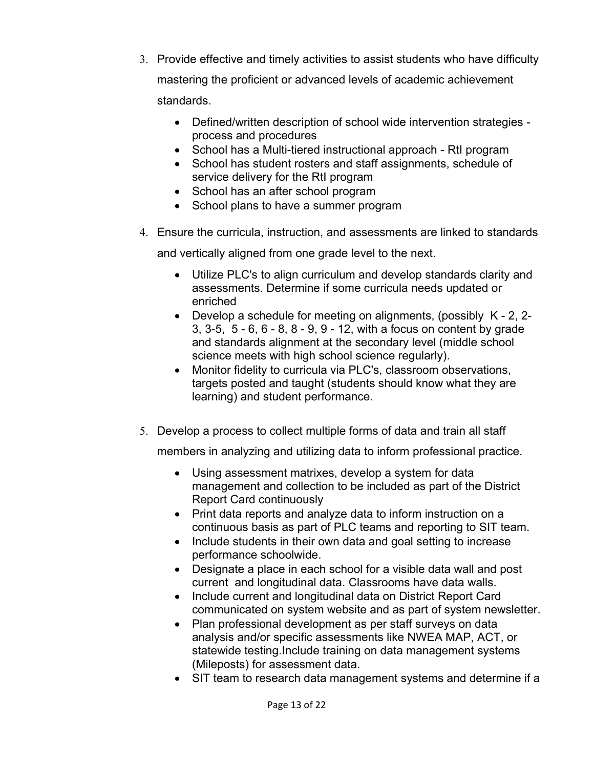3. Provide effective and timely activities to assist students who have difficulty mastering the proficient or advanced levels of academic achievement standards.

    - Defined/written description of school wide intervention strategies - process and procedures
    - School has a Multi-tiered instructional approach - RtI program
    - School has student rosters and staff assignments, schedule of service delivery for the RtI program
    - School has an after school program
    - School plans to have a summer program

4. Ensure the curricula, instruction, and assessments are linked to standards and vertically aligned from one grade level to the next.

    - Utilize PLC's to align curriculum and develop standards clarity and assessments. Determine if some curricula needs updated or enriched
    - Develop a schedule for meeting on alignments, (possibly K - 2, 2-3, 3-5, 5 - 6, 6 - 8, 8 - 9, 9 - 12, with a focus on content by grade and standards alignment at the secondary level (middle school science meets with high school science regularly).
    - Monitor fidelity to curricula via PLC's, classroom observations, targets posted and taught (students should know what they are learning) and student performance.

5. Develop a process to collect multiple forms of data and train all staff members in analyzing and utilizing data to inform professional practice.

    - Using assessment matrixes, develop a system for data management and collection to be included as part of the District Report Card continuously
    - Print data reports and analyze data to inform instruction on a continuous basis as part of PLC teams and reporting to SIT team.
    - Include students in their own data and goal setting to increase performance schoolwide.
    - Designate a place in each school for a visible data wall and post current and longitudinal data. Classrooms have data walls.
    - Include current and longitudinal data on District Report Card communicated on system website and as part of system newsletter.
    - Plan professional development as per staff surveys on data analysis and/or specific assessments like NWEA MAP, ACT, or statewide testing.Include training on data management systems (Mileposts) for assessment data.
    - SIT team to research data management systems and determine if a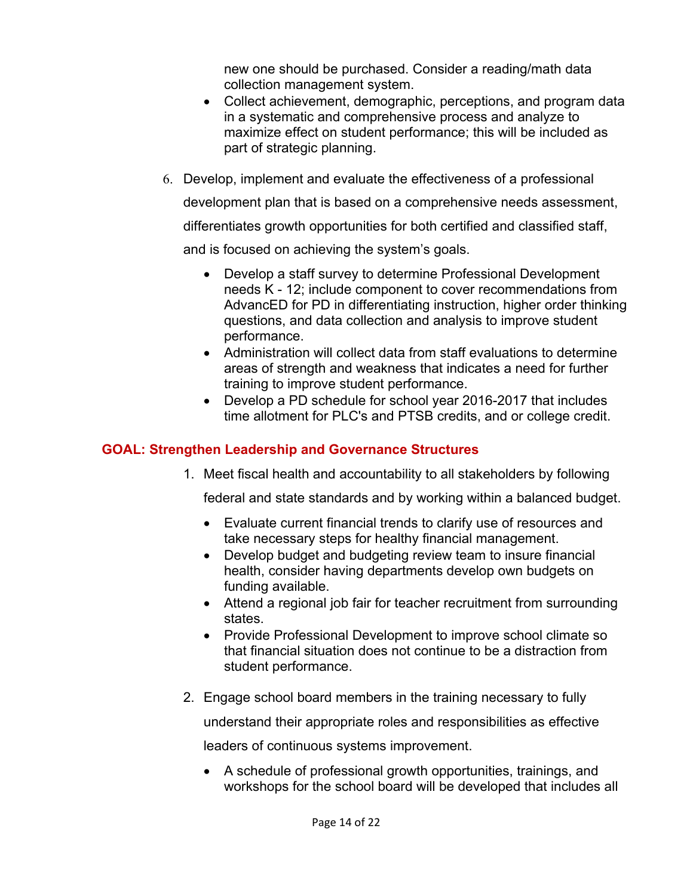new one should be purchased. Consider a reading/math data collection management system.

- Collect achievement, demographic, perceptions, and program data in a systematic and comprehensive process and analyze to maximize effect on student performance; this will be included as part of strategic planning.

6. Develop, implement and evaluate the effectiveness of a professional development plan that is based on a comprehensive needs assessment, differentiates growth opportunities for both certified and classified staff, and is focused on achieving the system's goals.

    - Develop a staff survey to determine Professional Development needs K - 12; include component to cover recommendations from AdvancED for PD in differentiating instruction, higher order thinking questions, and data collection and analysis to improve student performance.
    - Administration will collect data from staff evaluations to determine areas of strength and weakness that indicates a need for further training to improve student performance.
    - Develop a PD schedule for school year 2016-2017 that includes time allotment for PLC's and PTSB credits, and or college credit.

## GOAL: Strengthen Leadership and Governance Structures

1. Meet fiscal health and accountability to all stakeholders by following federal and state standards and by working within a balanced budget.

    - Evaluate current financial trends to clarify use of resources and take necessary steps for healthy financial management.
    - Develop budget and budgeting review team to insure financial health, consider having departments develop own budgets on funding available.
    - Attend a regional job fair for teacher recruitment from surrounding states.
    - Provide Professional Development to improve school climate so that financial situation does not continue to be a distraction from student performance.

2. Engage school board members in the training necessary to fully understand their appropriate roles and responsibilities as effective leaders of continuous systems improvement.

    - A schedule of professional growth opportunities, trainings, and workshops for the school board will be developed that includes all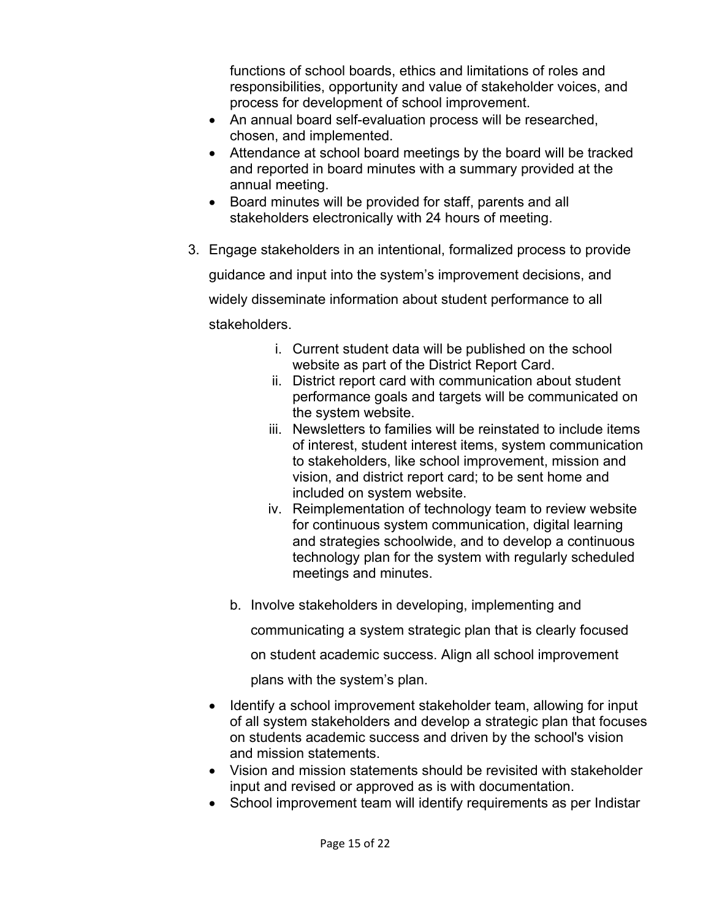functions of school boards, ethics and limitations of roles and responsibilities, opportunity and value of stakeholder voices, and process for development of school improvement.

- An annual board self-evaluation process will be researched, chosen, and implemented.
- Attendance at school board meetings by the board will be tracked and reported in board minutes with a summary provided at the annual meeting.
- Board minutes will be provided for staff, parents and all stakeholders electronically with 24 hours of meeting.

3. Engage stakeholders in an intentional, formalized process to provide guidance and input into the system's improvement decisions, and widely disseminate information about student performance to all stakeholders.

   i. Current student data will be published on the school website as part of the District Report Card.
   ii. District report card with communication about student performance goals and targets will be communicated on the system website.
   iii. Newsletters to families will be reinstated to include items of interest, student interest items, system communication to stakeholders, like school improvement, mission and vision, and district report card; to be sent home and included on system website.
   iv. Reimplementation of technology team to review website for continuous system communication, digital learning and strategies schoolwide, and to develop a continuous technology plan for the system with regularly scheduled meetings and minutes.

   b. Involve stakeholders in developing, implementing and communicating a system strategic plan that is clearly focused on student academic success. Align all school improvement plans with the system's plan.

- Identify a school improvement stakeholder team, allowing for input of all system stakeholders and develop a strategic plan that focuses on students academic success and driven by the school's vision and mission statements.
- Vision and mission statements should be revisited with stakeholder input and revised or approved as is with documentation.
- School improvement team will identify requirements as per Indistar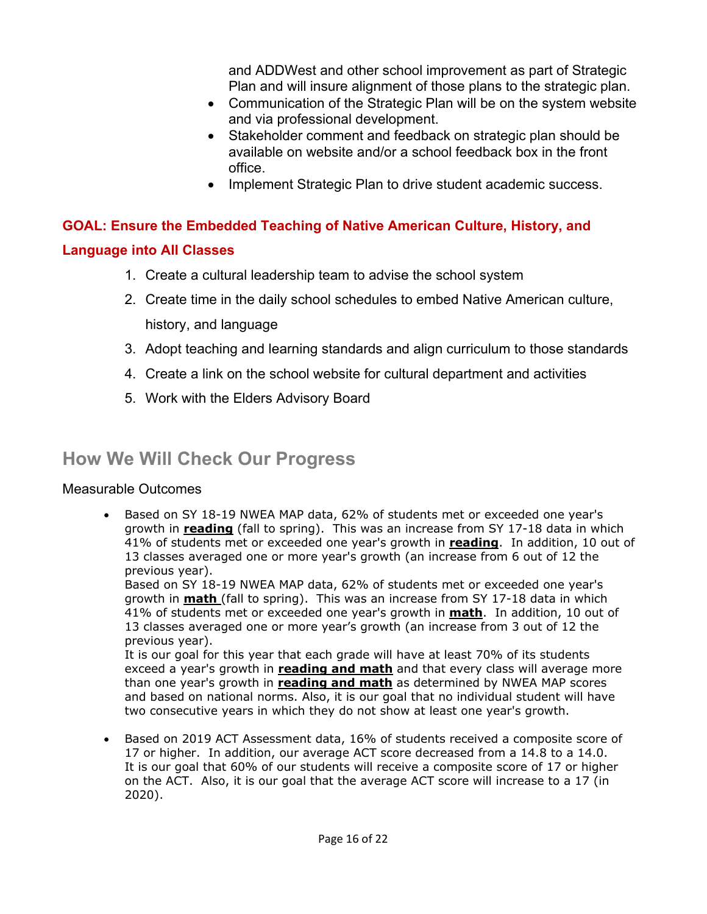and ADDWest and other school improvement as part of Strategic Plan and will insure alignment of those plans to the strategic plan.

- Communication of the Strategic Plan will be on the system website and via professional development.
- Stakeholder comment and feedback on strategic plan should be available on website and/or a school feedback box in the front office.
- Implement Strategic Plan to drive student academic success.

**GOAL: Ensure the Embedded Teaching of Native American Culture, History, and Language into All Classes**

1. Create a cultural leadership team to advise the school system
2. Create time in the daily school schedules to embed Native American culture, history, and language
3. Adopt teaching and learning standards and align curriculum to those standards
4. Create a link on the school website for cultural department and activities
5. Work with the Elders Advisory Board

## How We Will Check Our Progress

Measurable Outcomes

- Based on SY 18-19 NWEA MAP data, 62% of students met or exceeded one year's growth in **reading** (fall to spring). This was an increase from SY 17-18 data in which 41% of students met or exceeded one year's growth in **reading**. In addition, 10 out of 13 classes averaged one or more year's growth (an increase from 6 out of 12 the previous year).
  Based on SY 18-19 NWEA MAP data, 62% of students met or exceeded one year's growth in **math** (fall to spring). This was an increase from SY 17-18 data in which 41% of students met or exceeded one year's growth in **math**. In addition, 10 out of 13 classes averaged one or more year's growth (an increase from 3 out of 12 the previous year).
  It is our goal for this year that each grade will have at least 70% of its students exceed a year's growth in **reading and math** and that every class will average more than one year's growth in **reading and math** as determined by NWEA MAP scores and based on national norms. Also, it is our goal that no individual student will have two consecutive years in which they do not show at least one year's growth.

- Based on 2019 ACT Assessment data, 16% of students received a composite score of 17 or higher. In addition, our average ACT score decreased from a 14.8 to a 14.0. It is our goal that 60% of our students will receive a composite score of 17 or higher on the ACT. Also, it is our goal that the average ACT score will increase to a 17 (in 2020).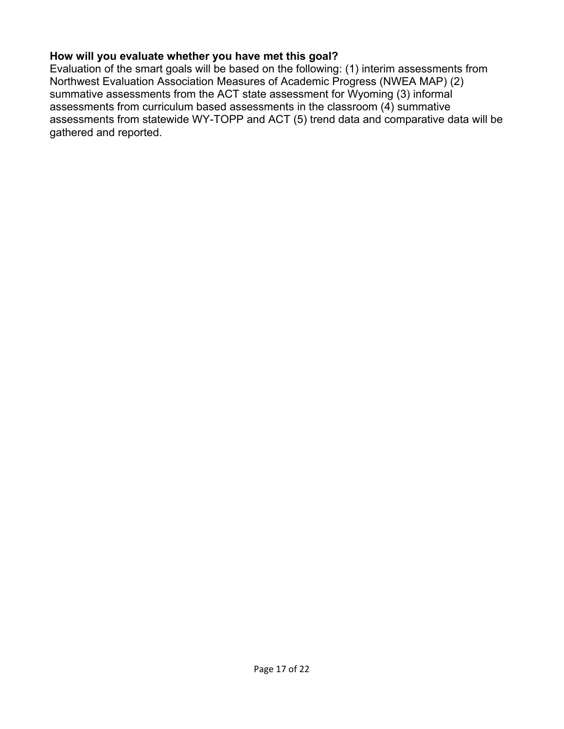**How will you evaluate whether you have met this goal?**

Evaluation of the smart goals will be based on the following: (1) interim assessments from Northwest Evaluation Association Measures of Academic Progress (NWEA MAP) (2) summative assessments from the ACT state assessment for Wyoming (3) informal assessments from curriculum based assessments in the classroom (4) summative assessments from statewide WY-TOPP and ACT (5) trend data and comparative data will be gathered and reported.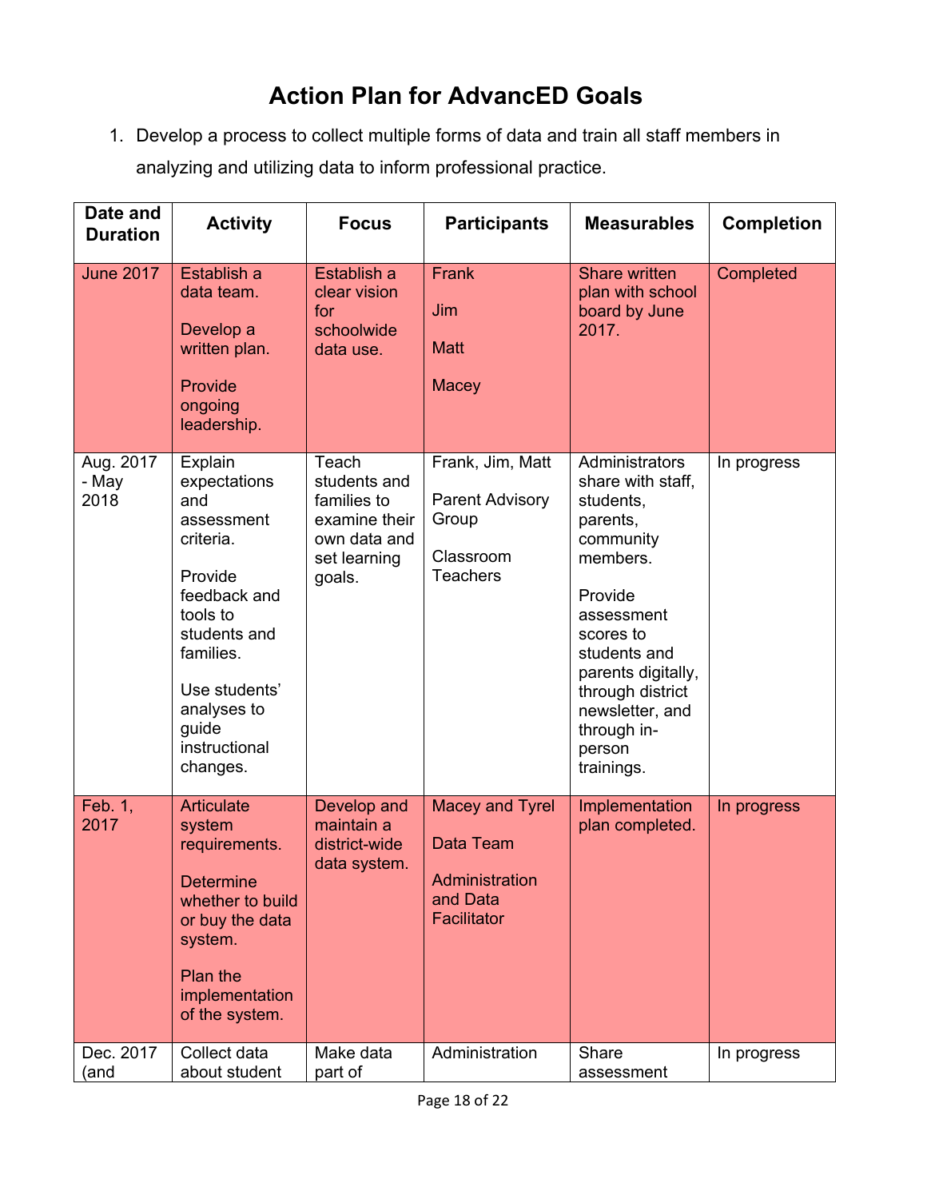# Action Plan for AdvancED Goals

1. Develop a process to collect multiple forms of data and train all staff members in analyzing and utilizing data to inform professional practice.

| Date and Duration | Activity | Focus | Participants | Measurables | Completion |
|---|---|---|---|---|---|
| June 2017 | Establish a data team.<br><br>Develop a written plan.<br><br>Provide ongoing leadership. | Establish a clear vision for schoolwide data use. | Frank<br><br>Jim<br><br>Matt<br><br>Macey | Share written plan with school board by June 2017. | Completed |
| Aug. 2017 - May 2018 | Explain expectations and assessment criteria.<br><br>Provide feedback and tools to students and families.<br><br>Use students' analyses to guide instructional changes. | Teach students and families to examine their own data and set learning goals. | Frank, Jim, Matt<br><br>Parent Advisory Group<br><br>Classroom Teachers | Administrators share with staff, students, parents, community members.<br><br>Provide assessment scores to students and parents digitally, through district newsletter, and through in-person trainings. | In progress |
| Feb. 1, 2017 | Articulate system requirements.<br><br>Determine whether to build or buy the data system.<br><br>Plan the implementation of the system. | Develop and maintain a district-wide data system. | Macey and Tyrel<br><br>Data Team<br><br>Administration and Data Facilitator | Implementation plan completed. | In progress |
| Dec. 2017 (and | Collect data about student | Make data part of | Administration | Share assessment | In progress |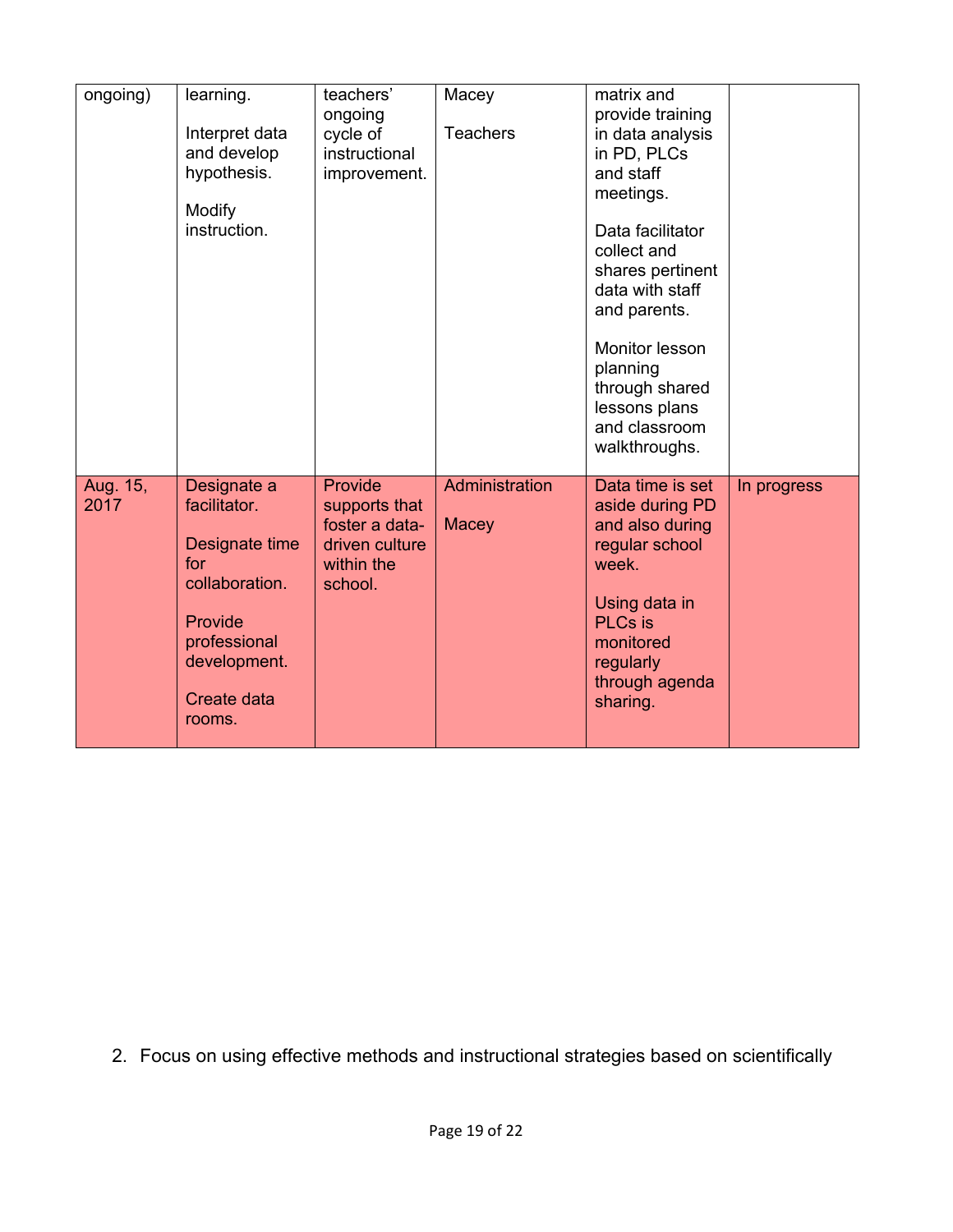| | | | | | |
|---|---|---|---|---|---|
| ongoing) | learning.<br><br>Interpret data and develop hypothesis.<br><br>Modify instruction. | teachers' ongoing cycle of instructional improvement. | Macey<br><br>Teachers | matrix and provide training in data analysis in PD, PLCs and staff meetings.<br><br>Data facilitator collect and shares pertinent data with staff and parents.<br><br>Monitor lesson planning through shared lessons plans and classroom walkthroughs. | |
| Aug. 15, 2017 | Designate a facilitator.<br><br>Designate time for collaboration.<br><br>Provide professional development.<br><br>Create data rooms. | Provide supports that foster a data-driven culture within the school. | Administration<br><br>Macey | Data time is set aside during PD and also during regular school week.<br><br>Using data in PLCs is monitored regularly through agenda sharing. | In progress |

2. Focus on using effective methods and instructional strategies based on scientifically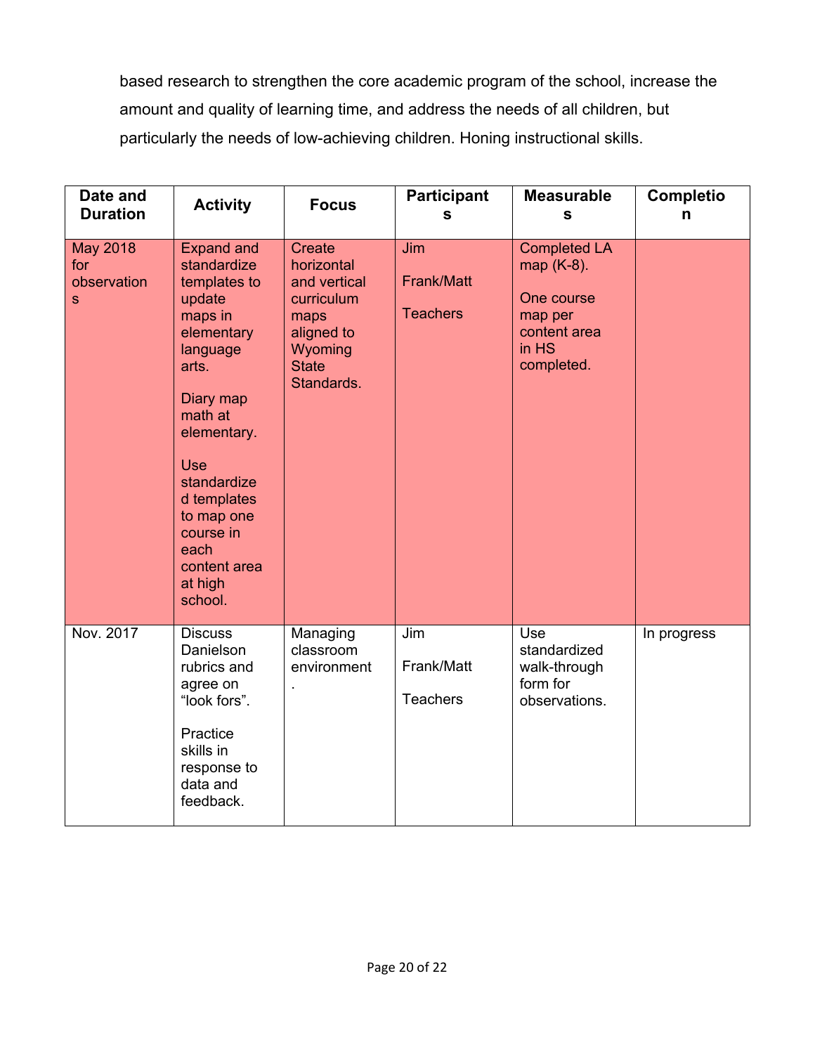based research to strengthen the core academic program of the school, increase the amount and quality of learning time, and address the needs of all children, but particularly the needs of low-achieving children. Honing instructional skills.

| Date and Duration | Activity | Focus | Participants | Measurables | Completion |
|---|---|---|---|---|---|
| May 2018 for observations | Expand and standardize templates to update maps in elementary language arts.<br><br>Diary map math at elementary.<br><br>Use standardized templates to map one course in each content area at high school. | Create horizontal and vertical curriculum maps aligned to Wyoming State Standards. | Jim<br><br>Frank/Matt<br><br>Teachers | Completed LA map (K-8).<br><br>One course map per content area in HS completed. | |
| Nov. 2017 | Discuss Danielson rubrics and agree on "look fors".<br><br>Practice skills in response to data and feedback. | Managing classroom environment. | Jim<br><br>Frank/Matt<br><br>Teachers | Use standardized walk-through form for observations. | In progress |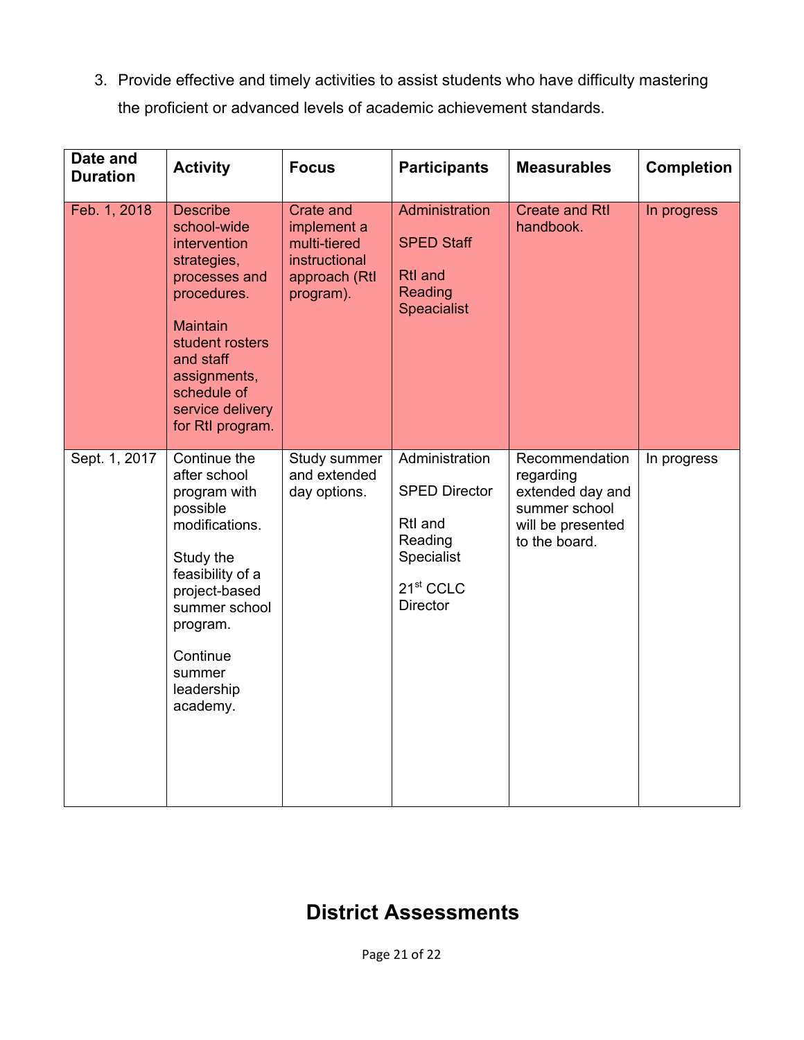3. Provide effective and timely activities to assist students who have difficulty mastering the proficient or advanced levels of academic achievement standards.

| Date and Duration | Activity | Focus | Participants | Measurables | Completion |
|---|---|---|---|---|---|
| Feb. 1, 2018 | Describe school-wide intervention strategies, processes and procedures.<br><br>Maintain student rosters and staff assignments, schedule of service delivery for RtI program. | Crate and implement a multi-tiered instructional approach (RtI program). | Administration<br><br>SPED Staff<br><br>RtI and Reading Speacialist | Create and RtI handbook. | In progress |
| Sept. 1, 2017 | Continue the after school program with possible modifications.<br><br>Study the feasibility of a project-based summer school program.<br><br>Continue summer leadership academy. | Study summer and extended day options. | Administration<br><br>SPED Director<br><br>RtI and Reading Specialist<br><br>21st CCLC Director | Recommendation regarding extended day and summer school will be presented to the board. | In progress |

# District Assessments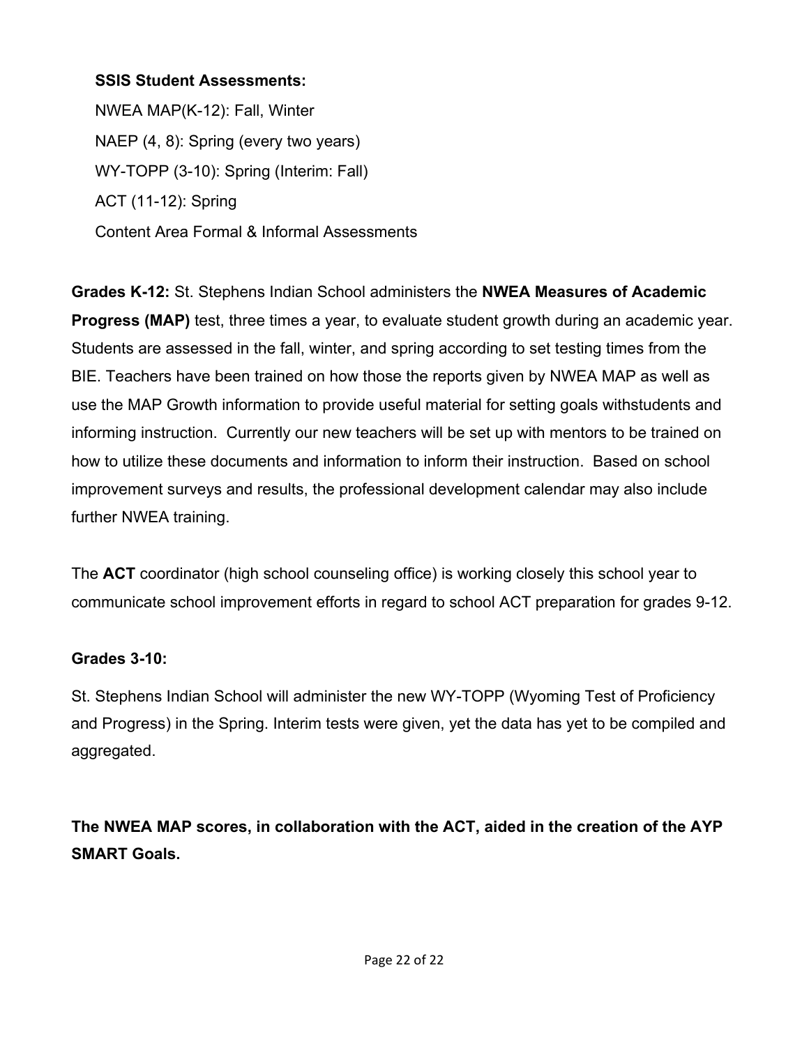**SSIS Student Assessments:**

NWEA MAP(K-12): Fall, Winter

NAEP (4, 8): Spring (every two years)

WY-TOPP (3-10): Spring (Interim: Fall)

ACT (11-12): Spring

Content Area Formal & Informal Assessments

**Grades K-12:** St. Stephens Indian School administers the **NWEA Measures of Academic Progress (MAP)** test, three times a year, to evaluate student growth during an academic year. Students are assessed in the fall, winter, and spring according to set testing times from the BIE. Teachers have been trained on how those the reports given by NWEA MAP as well as use the MAP Growth information to provide useful material for setting goals withstudents and informing instruction. Currently our new teachers will be set up with mentors to be trained on how to utilize these documents and information to inform their instruction. Based on school improvement surveys and results, the professional development calendar may also include further NWEA training.

The **ACT** coordinator (high school counseling office) is working closely this school year to communicate school improvement efforts in regard to school ACT preparation for grades 9-12.

**Grades 3-10:**

St. Stephens Indian School will administer the new WY-TOPP (Wyoming Test of Proficiency and Progress) in the Spring. Interim tests were given, yet the data has yet to be compiled and aggregated.

**The NWEA MAP scores, in collaboration with the ACT, aided in the creation of the AYP SMART Goals.**